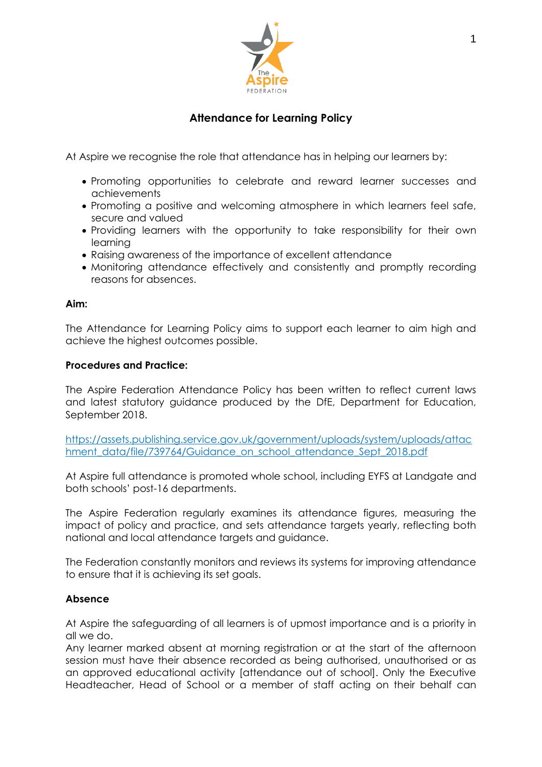# Attendance for Learning Policy

At Aspire we recognise the role that attendance has in helping our learners by:

- Promoting opportunities to celebrate and reward learner successes and achievements
- Promoting a positive and welcoming atmosphere in which learners feel safe, secure and valued
- Providing learners with the opportunity to take responsibility for their own learning
- Raising awareness of the importance of excellent attendance
- Monitoring attendance effectively and consistently and promptly recording reasons for absences.

**Aim:**

The Attendance for Learning Policy aims to support each learner to aim high and achieve the highest outcomes possible.

**Procedures and Practice:**

The Aspire Federation Attendance Policy has been written to reflect current laws and latest statutory guidance produced by the DfE, Department for Education, September 2018.

https://assets.publishing.service.gov.uk/government/uploads/system/uploads/attachment_data/file/739764/Guidance_on_school_attendance_Sept_2018.pdf

At Aspire full attendance is promoted whole school, including EYFS at Landgate and both schools' post-16 departments.

The Aspire Federation regularly examines its attendance figures, measuring the impact of policy and practice, and sets attendance targets yearly, reflecting both national and local attendance targets and guidance.

The Federation constantly monitors and reviews its systems for improving attendance to ensure that it is achieving its set goals.

**Absence**

At Aspire the safeguarding of all learners is of upmost importance and is a priority in all we do.
Any learner marked absent at morning registration or at the start of the afternoon session must have their absence recorded as being authorised, unauthorised or as an approved educational activity [attendance out of school]. Only the Executive Headteacher, Head of School or a member of staff acting on their behalf can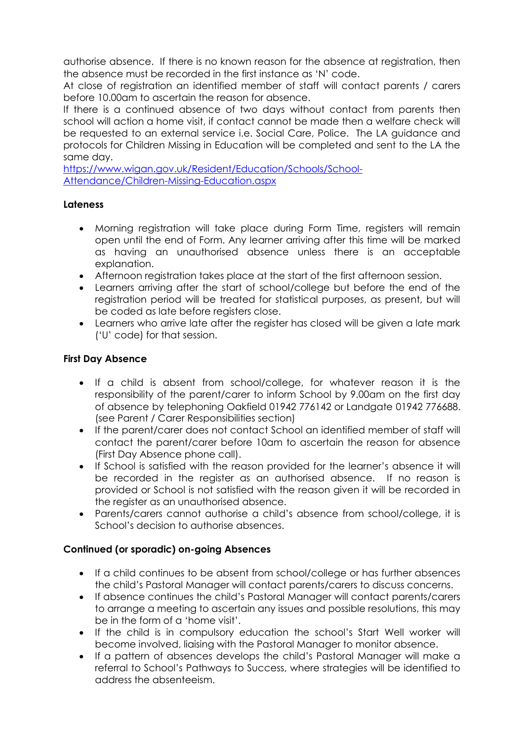authorise absence. If there is no known reason for the absence at registration, then the absence must be recorded in the first instance as 'N' code.
At close of registration an identified member of staff will contact parents / carers before 10.00am to ascertain the reason for absence.
If there is a continued absence of two days without contact from parents then school will action a home visit, if contact cannot be made then a welfare check will be requested to an external service i.e. Social Care, Police. The LA guidance and protocols for Children Missing in Education will be completed and sent to the LA the same day.
[https://www.wigan.gov.uk/Resident/Education/Schools/School-Attendance/Children-Missing-Education.aspx](https://www.wigan.gov.uk/Resident/Education/Schools/School-Attendance/Children-Missing-Education.aspx)

**Lateness**

- Morning registration will take place during Form Time, registers will remain open until the end of Form. Any learner arriving after this time will be marked as having an unauthorised absence unless there is an acceptable explanation.
- Afternoon registration takes place at the start of the first afternoon session.
- Learners arriving after the start of school/college but before the end of the registration period will be treated for statistical purposes, as present, but will be coded as late before registers close.
- Learners who arrive late after the register has closed will be given a late mark ('U' code) for that session.

**First Day Absence**

- If a child is absent from school/college, for whatever reason it is the responsibility of the parent/carer to inform School by 9.00am on the first day of absence by telephoning Oakfield 01942 776142 or Landgate 01942 776688. (see Parent / Carer Responsibilities section)
- If the parent/carer does not contact School an identified member of staff will contact the parent/carer before 10am to ascertain the reason for absence (First Day Absence phone call).
- If School is satisfied with the reason provided for the learner's absence it will be recorded in the register as an authorised absence. If no reason is provided or School is not satisfied with the reason given it will be recorded in the register as an unauthorised absence.
- Parents/carers cannot authorise a child's absence from school/college, it is School's decision to authorise absences.

**Continued (or sporadic) on-going Absences**

- If a child continues to be absent from school/college or has further absences the child's Pastoral Manager will contact parents/carers to discuss concerns.
- If absence continues the child's Pastoral Manager will contact parents/carers to arrange a meeting to ascertain any issues and possible resolutions, this may be in the form of a 'home visit'.
- If the child is in compulsory education the school's Start Well worker will become involved, liaising with the Pastoral Manager to monitor absence.
- If a pattern of absences develops the child's Pastoral Manager will make a referral to School's Pathways to Success, where strategies will be identified to address the absenteeism.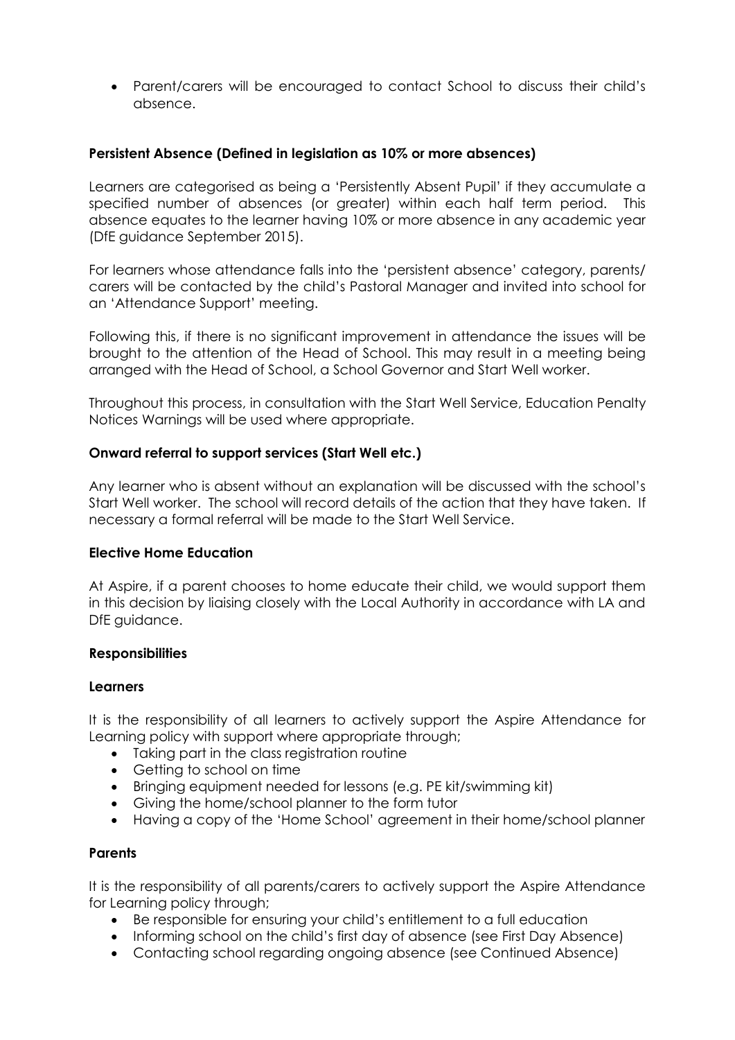- Parent/carers will be encouraged to contact School to discuss their child's absence.

**Persistent Absence (Defined in legislation as 10% or more absences)**

Learners are categorised as being a 'Persistently Absent Pupil' if they accumulate a specified number of absences (or greater) within each half term period. This absence equates to the learner having 10% or more absence in any academic year (DfE guidance September 2015).

For learners whose attendance falls into the 'persistent absence' category, parents/ carers will be contacted by the child's Pastoral Manager and invited into school for an 'Attendance Support' meeting.

Following this, if there is no significant improvement in attendance the issues will be brought to the attention of the Head of School. This may result in a meeting being arranged with the Head of School, a School Governor and Start Well worker.

Throughout this process, in consultation with the Start Well Service, Education Penalty Notices Warnings will be used where appropriate.

**Onward referral to support services (Start Well etc.)**

Any learner who is absent without an explanation will be discussed with the school's Start Well worker. The school will record details of the action that they have taken. If necessary a formal referral will be made to the Start Well Service.

**Elective Home Education**

At Aspire, if a parent chooses to home educate their child, we would support them in this decision by liaising closely with the Local Authority in accordance with LA and DfE guidance.

**Responsibilities**

**Learners**

It is the responsibility of all learners to actively support the Aspire Attendance for Learning policy with support where appropriate through;

- Taking part in the class registration routine
- Getting to school on time
- Bringing equipment needed for lessons (e.g. PE kit/swimming kit)
- Giving the home/school planner to the form tutor
- Having a copy of the 'Home School' agreement in their home/school planner

**Parents**

It is the responsibility of all parents/carers to actively support the Aspire Attendance for Learning policy through;

- Be responsible for ensuring your child's entitlement to a full education
- Informing school on the child's first day of absence (see First Day Absence)
- Contacting school regarding ongoing absence (see Continued Absence)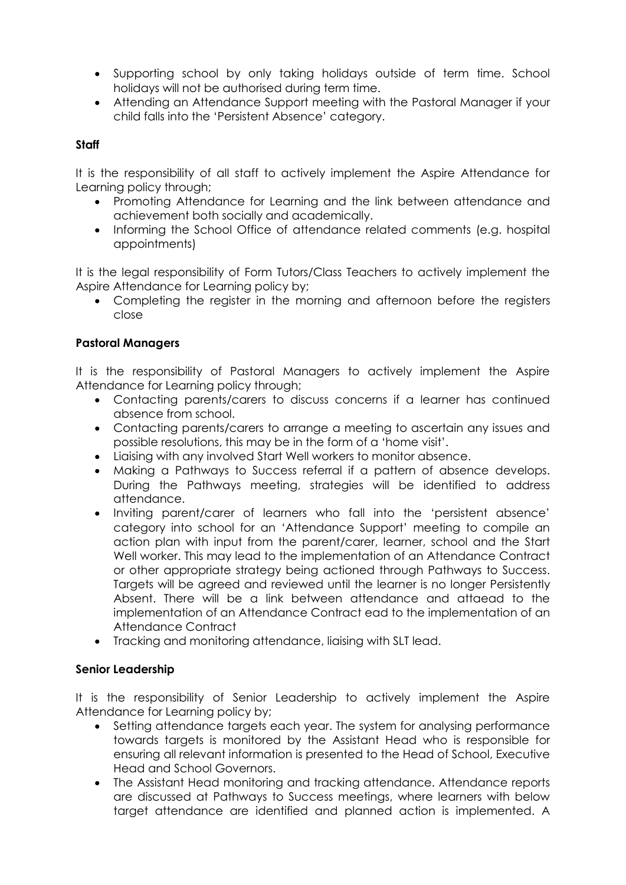- Supporting school by only taking holidays outside of term time. School holidays will not be authorised during term time.
- Attending an Attendance Support meeting with the Pastoral Manager if your child falls into the 'Persistent Absence' category.

**Staff**

It is the responsibility of all staff to actively implement the Aspire Attendance for Learning policy through;

- Promoting Attendance for Learning and the link between attendance and achievement both socially and academically.
- Informing the School Office of attendance related comments (e.g. hospital appointments)

It is the legal responsibility of Form Tutors/Class Teachers to actively implement the Aspire Attendance for Learning policy by;

- Completing the register in the morning and afternoon before the registers close

**Pastoral Managers**

It is the responsibility of Pastoral Managers to actively implement the Aspire Attendance for Learning policy through;

- Contacting parents/carers to discuss concerns if a learner has continued absence from school.
- Contacting parents/carers to arrange a meeting to ascertain any issues and possible resolutions, this may be in the form of a 'home visit'.
- Liaising with any involved Start Well workers to monitor absence.
- Making a Pathways to Success referral if a pattern of absence develops. During the Pathways meeting, strategies will be identified to address attendance.
- Inviting parent/carer of learners who fall into the 'persistent absence' category into school for an 'Attendance Support' meeting to compile an action plan with input from the parent/carer, learner, school and the Start Well worker. This may lead to the implementation of an Attendance Contract or other appropriate strategy being actioned through Pathways to Success. Targets will be agreed and reviewed until the learner is no longer Persistently Absent. There will be a link between attendance and attaead to the implementation of an Attendance Contract ead to the implementation of an Attendance Contract
- Tracking and monitoring attendance, liaising with SLT lead.

**Senior Leadership**

It is the responsibility of Senior Leadership to actively implement the Aspire Attendance for Learning policy by;

- Setting attendance targets each year. The system for analysing performance towards targets is monitored by the Assistant Head who is responsible for ensuring all relevant information is presented to the Head of School, Executive Head and School Governors.
- The Assistant Head monitoring and tracking attendance. Attendance reports are discussed at Pathways to Success meetings, where learners with below target attendance are identified and planned action is implemented. A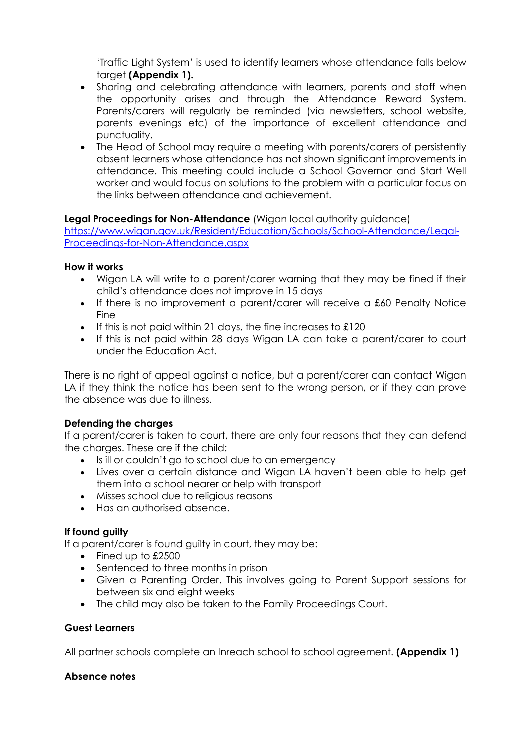'Traffic Light System' is used to identify learners whose attendance falls below target **(Appendix 1).**

- Sharing and celebrating attendance with learners, parents and staff when the opportunity arises and through the Attendance Reward System. Parents/carers will regularly be reminded (via newsletters, school website, parents evenings etc) of the importance of excellent attendance and punctuality.
- The Head of School may require a meeting with parents/carers of persistently absent learners whose attendance has not shown significant improvements in attendance. This meeting could include a School Governor and Start Well worker and would focus on solutions to the problem with a particular focus on the links between attendance and achievement.

**Legal Proceedings for Non-Attendance** (Wigan local authority guidance)
[https://www.wigan.gov.uk/Resident/Education/Schools/School-Attendance/Legal-Proceedings-for-Non-Attendance.aspx](https://www.wigan.gov.uk/Resident/Education/Schools/School-Attendance/Legal-Proceedings-for-Non-Attendance.aspx)

**How it works**

- Wigan LA will write to a parent/carer warning that they may be fined if their child's attendance does not improve in 15 days
- If there is no improvement a parent/carer will receive a £60 Penalty Notice Fine
- If this is not paid within 21 days, the fine increases to £120
- If this is not paid within 28 days Wigan LA can take a parent/carer to court under the Education Act.

There is no right of appeal against a notice, but a parent/carer can contact Wigan LA if they think the notice has been sent to the wrong person, or if they can prove the absence was due to illness.

**Defending the charges**

If a parent/carer is taken to court, there are only four reasons that they can defend the charges. These are if the child:

- Is ill or couldn't go to school due to an emergency
- Lives over a certain distance and Wigan LA haven't been able to help get them into a school nearer or help with transport
- Misses school due to religious reasons
- Has an authorised absence.

**If found guilty**

If a parent/carer is found guilty in court, they may be:

- Fined up to £2500
- Sentenced to three months in prison
- Given a Parenting Order. This involves going to Parent Support sessions for between six and eight weeks
- The child may also be taken to the Family Proceedings Court.

**Guest Learners**

All partner schools complete an Inreach school to school agreement. **(Appendix 1)**

**Absence notes**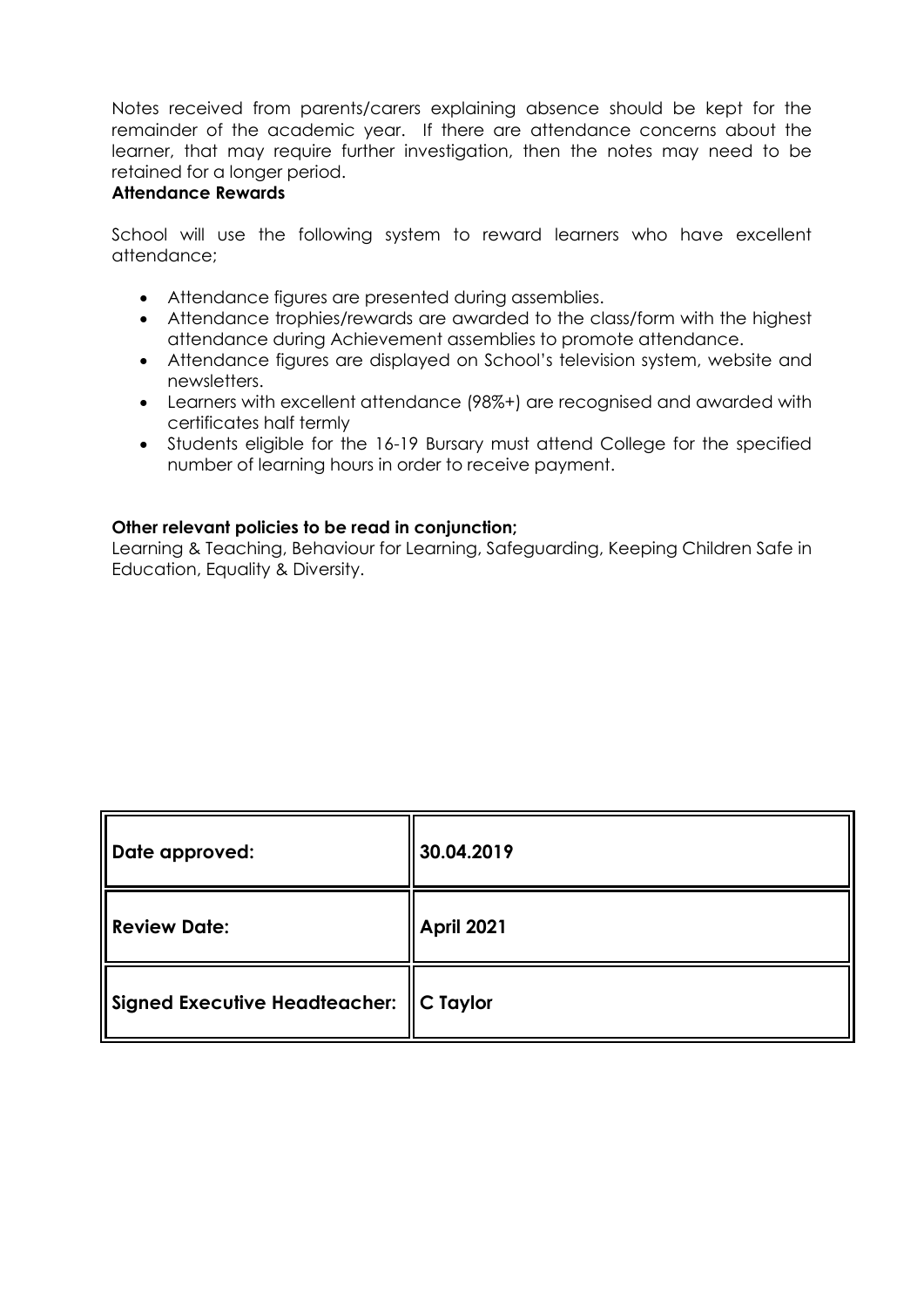Notes received from parents/carers explaining absence should be kept for the remainder of the academic year. If there are attendance concerns about the learner, that may require further investigation, then the notes may need to be retained for a longer period.

**Attendance Rewards**

School will use the following system to reward learners who have excellent attendance;

- Attendance figures are presented during assemblies.
- Attendance trophies/rewards are awarded to the class/form with the highest attendance during Achievement assemblies to promote attendance.
- Attendance figures are displayed on School's television system, website and newsletters.
- Learners with excellent attendance (98%+) are recognised and awarded with certificates half termly
- Students eligible for the 16-19 Bursary must attend College for the specified number of learning hours in order to receive payment.

**Other relevant policies to be read in conjunction;**

Learning & Teaching, Behaviour for Learning, Safeguarding, Keeping Children Safe in Education, Equality & Diversity.

| | |
|---|---|
| **Date approved:** | **30.04.2019** |
| **Review Date:** | **April 2021** |
| **Signed Executive Headteacher:** | **C Taylor** |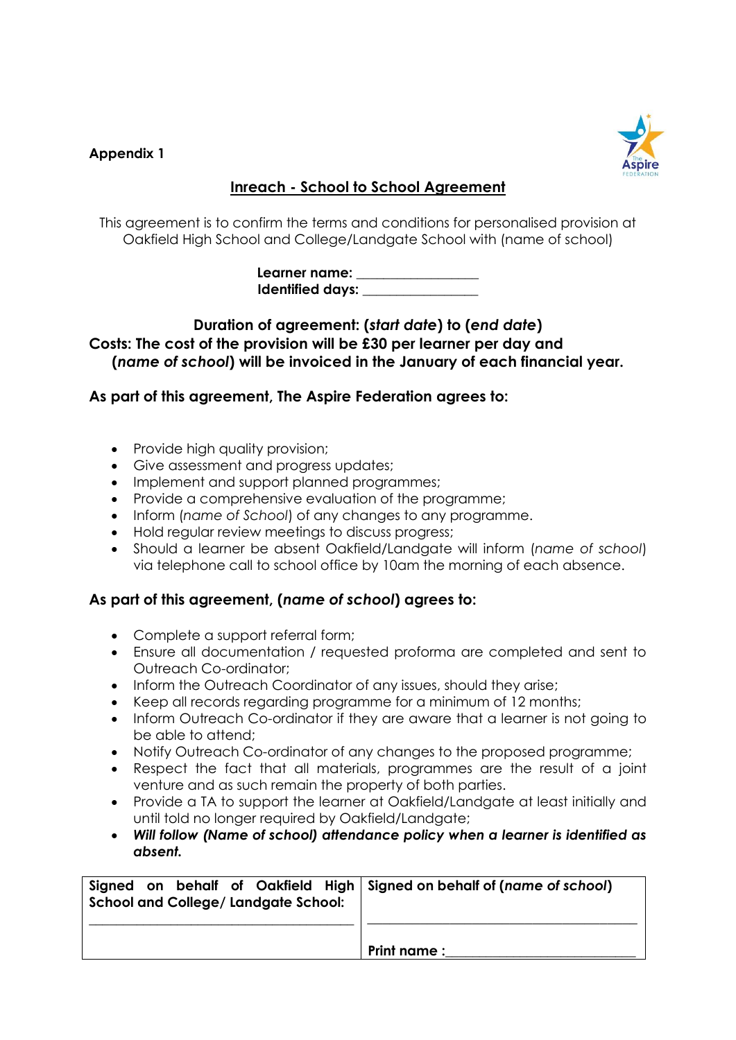**Appendix 1**

## Inreach - School to School Agreement

This agreement is to confirm the terms and conditions for personalised provision at Oakfield High School and College/Landgate School with (name of school)

**Learner name:** ________________
**Identified days:** ________________

**Duration of agreement: (*start date*) to (*end date*)**
**Costs: The cost of the provision will be £30 per learner per day and (*name of school*) will be invoiced in the January of each financial year.**

**As part of this agreement, The Aspire Federation agrees to:**

- Provide high quality provision;
- Give assessment and progress updates;
- Implement and support planned programmes;
- Provide a comprehensive evaluation of the programme;
- Inform (*name of School*) of any changes to any programme.
- Hold regular review meetings to discuss progress;
- Should a learner be absent Oakfield/Landgate will inform (*name of school*) via telephone call to school office by 10am the morning of each absence.

**As part of this agreement, (*name of school*) agrees to:**

- Complete a support referral form;
- Ensure all documentation / requested proforma are completed and sent to Outreach Co-ordinator;
- Inform the Outreach Coordinator of any issues, should they arise;
- Keep all records regarding programme for a minimum of 12 months;
- Inform Outreach Co-ordinator if they are aware that a learner is not going to be able to attend;
- Notify Outreach Co-ordinator of any changes to the proposed programme;
- Respect the fact that all materials, programmes are the result of a joint venture and as such remain the property of both parties.
- Provide a TA to support the learner at Oakfield/Landgate at least initially and until told no longer required by Oakfield/Landgate;
- ***Will follow (Name of school) attendance policy when a learner is identified as absent.***

| **Signed on behalf of Oakfield High School and College/ Landgate School:** | **Signed on behalf of (*name of school*)** |
|---|---|
| ________________________________ | ________________________________ |
| | **Print name :**________________________ |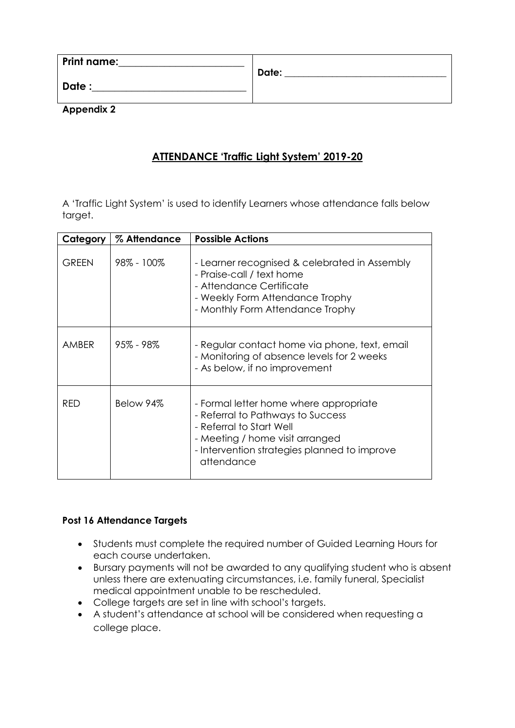| Print name:________________________ | Date: ________________________________ |
| --- | --- |
| Date :_____________________________ | |

**Appendix 2**

## ATTENDANCE 'Traffic Light System' 2019-20

A 'Traffic Light System' is used to identify Learners whose attendance falls below target.

| Category | % Attendance | Possible Actions |
| --- | --- | --- |
| GREEN | 98% - 100% | - Learner recognised & celebrated in Assembly<br>- Praise-call / text home<br>- Attendance Certificate<br>- Weekly Form Attendance Trophy<br>- Monthly Form Attendance Trophy |
| AMBER | 95% - 98% | - Regular contact home via phone, text, email<br>- Monitoring of absence levels for 2 weeks<br>- As below, if no improvement |
| RED | Below 94% | - Formal letter home where appropriate<br>- Referral to Pathways to Success<br>- Referral to Start Well<br>- Meeting / home visit arranged<br>- Intervention strategies planned to improve attendance |

**Post 16 Attendance Targets**

- Students must complete the required number of Guided Learning Hours for each course undertaken.
- Bursary payments will not be awarded to any qualifying student who is absent unless there are extenuating circumstances, i.e. family funeral, Specialist medical appointment unable to be rescheduled.
- College targets are set in line with school's targets.
- A student's attendance at school will be considered when requesting a college place.